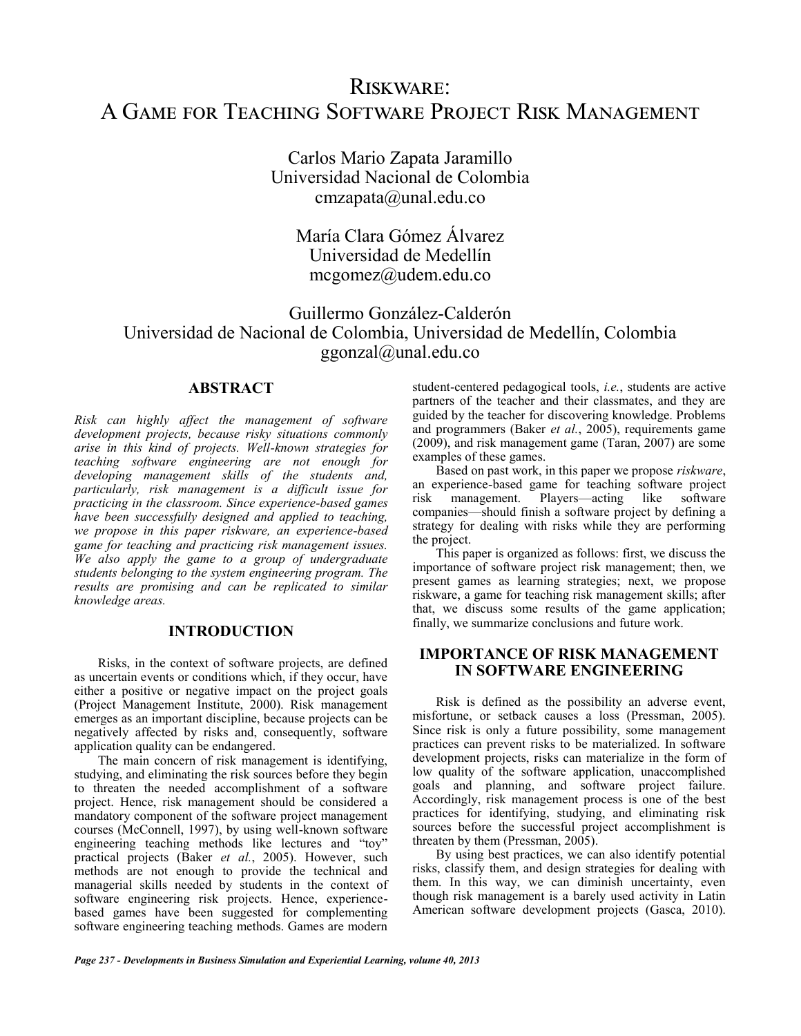# Riskware: A Game for Teaching Software Project Risk Management

Carlos Mario Zapata Jaramillo
Universidad Nacional de Colombia
cmzapata@unal.edu.co

María Clara Gómez Álvarez
Universidad de Medellín
mcgomez@udem.edu.co

Guillermo González-Calderón
Universidad de Nacional de Colombia, Universidad de Medellín, Colombia
ggonzal@unal.edu.co

## ABSTRACT

*Risk can highly affect the management of software development projects, because risky situations commonly arise in this kind of projects. Well-known strategies for teaching software engineering are not enough for developing management skills of the students and, particularly, risk management is a difficult issue for practicing in the classroom. Since experience-based games have been successfully designed and applied to teaching, we propose in this paper riskware, an experience-based game for teaching and practicing risk management issues. We also apply the game to a group of undergraduate students belonging to the system engineering program. The results are promising and can be replicated to similar knowledge areas.*

## INTRODUCTION

Risks, in the context of software projects, are defined as uncertain events or conditions which, if they occur, have either a positive or negative impact on the project goals (Project Management Institute, 2000). Risk management emerges as an important discipline, because projects can be negatively affected by risks and, consequently, software application quality can be endangered.

The main concern of risk management is identifying, studying, and eliminating the risk sources before they begin to threaten the needed accomplishment of a software project. Hence, risk management should be considered a mandatory component of the software project management courses (McConnell, 1997), by using well-known software engineering teaching methods like lectures and "toy" practical projects (Baker *et al.*, 2005). However, such methods are not enough to provide the technical and managerial skills needed by students in the context of software engineering risk projects. Hence, experience-based games have been suggested for complementing software engineering teaching methods. Games are modern student-centered pedagogical tools, *i.e.*, students are active partners of the teacher and their classmates, and they are guided by the teacher for discovering knowledge. Problems and programmers (Baker *et al.*, 2005), requirements game (2009), and risk management game (Taran, 2007) are some examples of these games.

Based on past work, in this paper we propose *riskware*, an experience-based game for teaching software project risk management. Players—acting like software companies—should finish a software project by defining a strategy for dealing with risks while they are performing the project.

This paper is organized as follows: first, we discuss the importance of software project risk management; then, we present games as learning strategies; next, we propose riskware, a game for teaching risk management skills; after that, we discuss some results of the game application; finally, we summarize conclusions and future work.

## IMPORTANCE OF RISK MANAGEMENT IN SOFTWARE ENGINEERING

Risk is defined as the possibility an adverse event, misfortune, or setback causes a loss (Pressman, 2005). Since risk is only a future possibility, some management practices can prevent risks to be materialized. In software development projects, risks can materialize in the form of low quality of the software application, unaccomplished goals and planning, and software project failure. Accordingly, risk management process is one of the best practices for identifying, studying, and eliminating risk sources before the successful project accomplishment is threaten by them (Pressman, 2005).

By using best practices, we can also identify potential risks, classify them, and design strategies for dealing with them. In this way, we can diminish uncertainty, even though risk management is a barely used activity in Latin American software development projects (Gasca, 2010).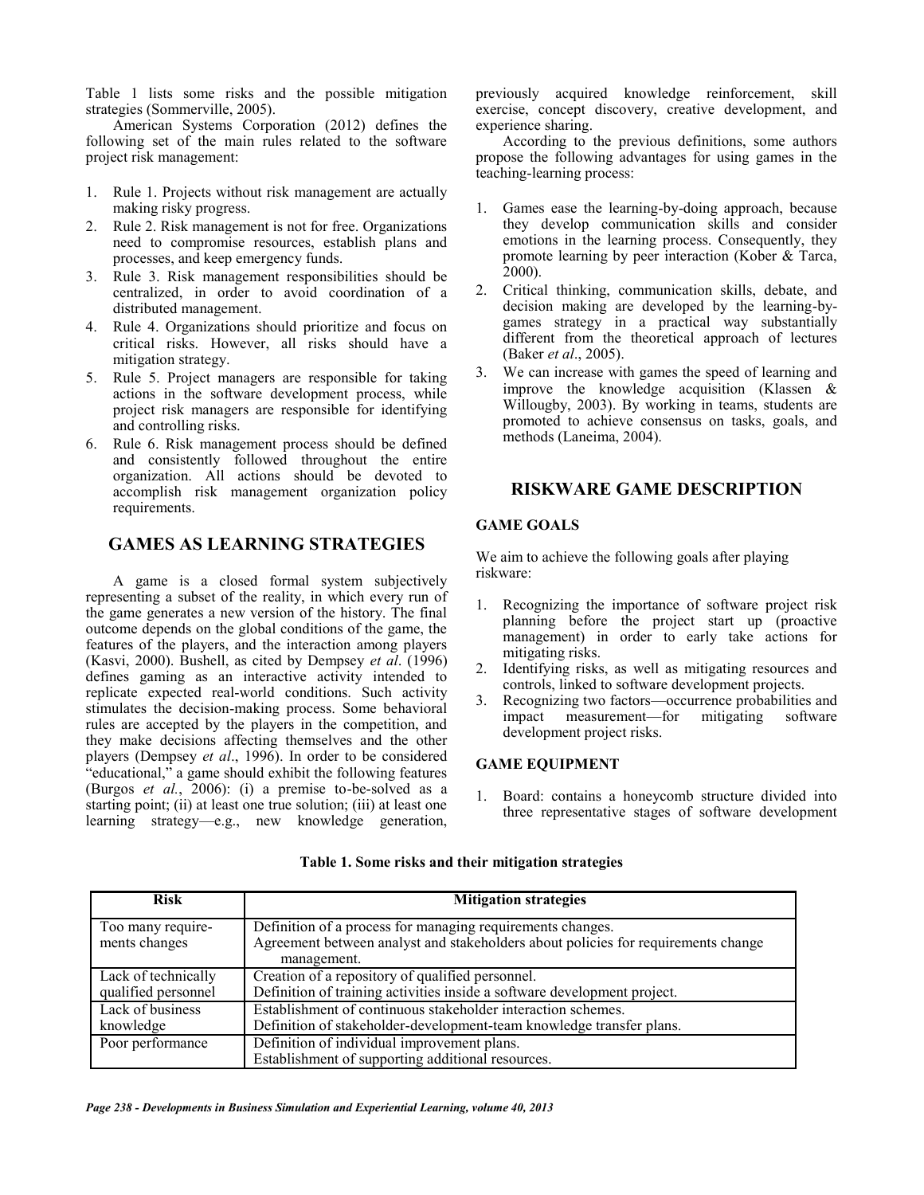Table 1 lists some risks and the possible mitigation strategies (Sommerville, 2005).

American Systems Corporation (2012) defines the following set of the main rules related to the software project risk management:

1. Rule 1. Projects without risk management are actually making risky progress.
2. Rule 2. Risk management is not for free. Organizations need to compromise resources, establish plans and processes, and keep emergency funds.
3. Rule 3. Risk management responsibilities should be centralized, in order to avoid coordination of a distributed management.
4. Rule 4. Organizations should prioritize and focus on critical risks. However, all risks should have a mitigation strategy.
5. Rule 5. Project managers are responsible for taking actions in the software development process, while project risk managers are responsible for identifying and controlling risks.
6. Rule 6. Risk management process should be defined and consistently followed throughout the entire organization. All actions should be devoted to accomplish risk management organization policy requirements.

## GAMES AS LEARNING STRATEGIES

A game is a closed formal system subjectively representing a subset of the reality, in which every run of the game generates a new version of the history. The final outcome depends on the global conditions of the game, the features of the players, and the interaction among players (Kasvi, 2000). Bushell, as cited by Dempsey *et al*. (1996) defines gaming as an interactive activity intended to replicate expected real-world conditions. Such activity stimulates the decision-making process. Some behavioral rules are accepted by the players in the competition, and they make decisions affecting themselves and the other players (Dempsey *et al*., 1996). In order to be considered "educational," a game should exhibit the following features (Burgos *et al.*, 2006): (i) a premise to-be-solved as a starting point; (ii) at least one true solution; (iii) at least one learning strategy—e.g., new knowledge generation, previously acquired knowledge reinforcement, skill exercise, concept discovery, creative development, and experience sharing.

According to the previous definitions, some authors propose the following advantages for using games in the teaching-learning process:

1. Games ease the learning-by-doing approach, because they develop communication skills and consider emotions in the learning process. Consequently, they promote learning by peer interaction (Kober & Tarca, 2000).
2. Critical thinking, communication skills, debate, and decision making are developed by the learning-by-games strategy in a practical way substantially different from the theoretical approach of lectures (Baker *et al*., 2005).
3. We can increase with games the speed of learning and improve the knowledge acquisition (Klassen & Willougby, 2003). By working in teams, students are promoted to achieve consensus on tasks, goals, and methods (Laneima, 2004).

## RISKWARE GAME DESCRIPTION

### GAME GOALS

We aim to achieve the following goals after playing riskware:

1. Recognizing the importance of software project risk planning before the project start up (proactive management) in order to early take actions for mitigating risks.
2. Identifying risks, as well as mitigating resources and controls, linked to software development projects.
3. Recognizing two factors—occurrence probabilities and impact measurement—for mitigating software development project risks.

### GAME EQUIPMENT

1. Board: contains a honeycomb structure divided into three representative stages of software development

**Table 1. Some risks and their mitigation strategies**

| Risk | Mitigation strategies |
|---|---|
| Too many requirements changes | Definition of a process for managing requirements changes.<br>Agreement between analyst and stakeholders about policies for requirements change management. |
| Lack of technically qualified personnel | Creation of a repository of qualified personnel.<br>Definition of training activities inside a software development project. |
| Lack of business knowledge | Establishment of continuous stakeholder interaction schemes.<br>Definition of stakeholder-development-team knowledge transfer plans. |
| Poor performance | Definition of individual improvement plans.<br>Establishment of supporting additional resources. |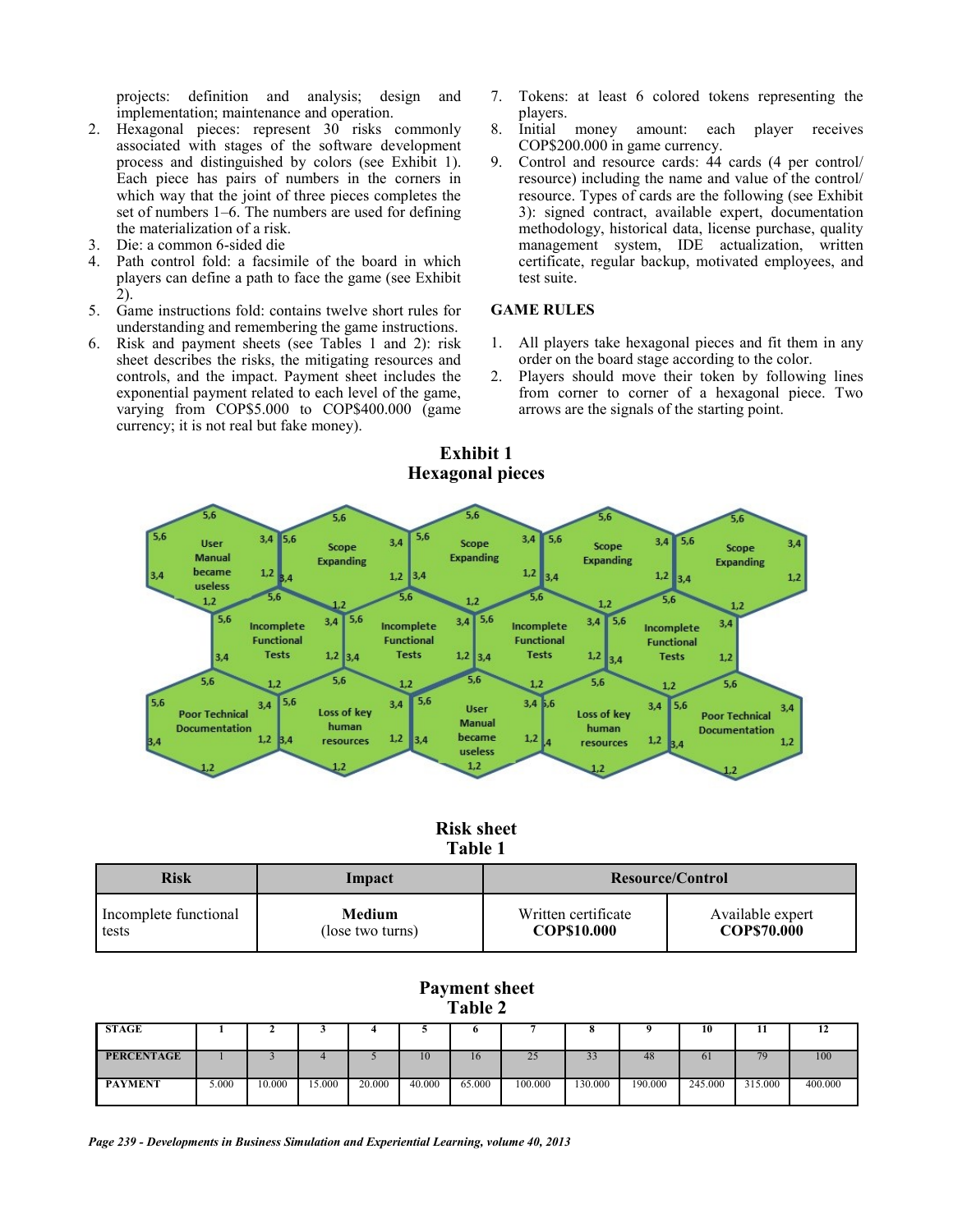projects: definition and analysis; design and implementation; maintenance and operation.

2. Hexagonal pieces: represent 30 risks commonly associated with stages of the software development process and distinguished by colors (see Exhibit 1). Each piece has pairs of numbers in the corners in which way that the joint of three pieces completes the set of numbers 1–6. The numbers are used for defining the materialization of a risk.
3. Die: a common 6-sided die
4. Path control fold: a facsimile of the board in which players can define a path to face the game (see Exhibit 2).
5. Game instructions fold: contains twelve short rules for understanding and remembering the game instructions.
6. Risk and payment sheets (see Tables 1 and 2): risk sheet describes the risks, the mitigating resources and controls, and the impact. Payment sheet includes the exponential payment related to each level of the game, varying from COP$5.000 to COP$400.000 (game currency; it is not real but fake money).
7. Tokens: at least 6 colored tokens representing the players.
8. Initial money amount: each player receives COP$200.000 in game currency.
9. Control and resource cards: 44 cards (4 per control/ resource) including the name and value of the control/ resource. Types of cards are the following (see Exhibit 3): signed contract, available expert, documentation methodology, historical data, license purchase, quality management system, IDE actualization, written certificate, regular backup, motivated employees, and test suite.

### GAME RULES

1. All players take hexagonal pieces and fit them in any order on the board stage according to the color.
2. Players should move their token by following lines from corner to corner of a hexagonal piece. Two arrows are the signals of the starting point.

**Exhibit 1**
**Hexagonal pieces**

**Risk sheet**
**Table 1**

| Risk | Impact | Resource/Control | |
|---|---|---|---|
| Incomplete functional tests | **Medium** (lose two turns) | Written certificate **COP$10.000** | Available expert **COP$70.000** |

**Payment sheet**
**Table 2**

| STAGE | 1 | 2 | 3 | 4 | 5 | 6 | 7 | 8 | 9 | 10 | 11 | 12 |
|---|---|---|---|---|---|---|---|---|---|---|---|---|
| PERCENTAGE | 1 | 3 | 4 | 5 | 10 | 16 | 25 | 33 | 48 | 61 | 79 | 100 |
| PAYMENT | 5.000 | 10.000 | 15.000 | 20.000 | 40.000 | 65.000 | 100.000 | 130.000 | 190.000 | 245.000 | 315.000 | 400.000 |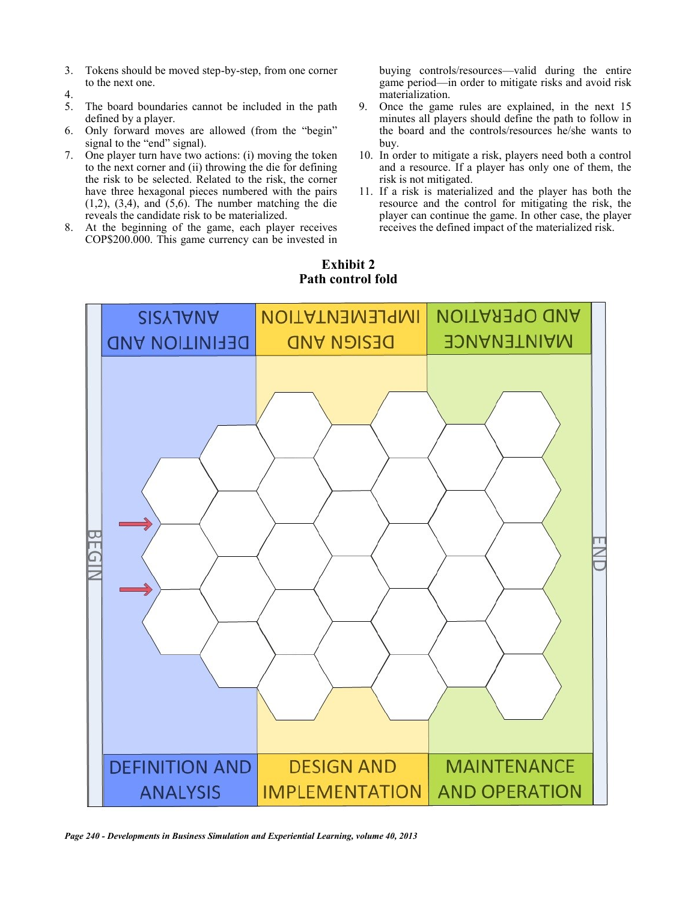3. Tokens should be moved step-by-step, from one corner to the next one.
4.
5. The board boundaries cannot be included in the path defined by a player.
6. Only forward moves are allowed (from the "begin" signal to the "end" signal).
7. One player turn have two actions: (i) moving the token to the next corner and (ii) throwing the die for defining the risk to be selected. Related to the risk, the corner have three hexagonal pieces numbered with the pairs (1,2), (3,4), and (5,6). The number matching the die reveals the candidate risk to be materialized.
8. At the beginning of the game, each player receives COP$200.000. This game currency can be invested in buying controls/resources—valid during the entire game period—in order to mitigate risks and avoid risk materialization.
9. Once the game rules are explained, in the next 15 minutes all players should define the path to follow in the board and the controls/resources he/she wants to buy.
10. In order to mitigate a risk, players need both a control and a resource. If a player has only one of them, the risk is not mitigated.
11. If a risk is materialized and the player has both the resource and the control for mitigating the risk, the player can continue the game. In other case, the player receives the defined impact of the materialized risk.

**Exhibit 2**
**Path control fold**

DEFINITION AND ANALYSIS | DESIGN AND IMPLEMENTATION | MAINTENANCE AND OPERATION

BEGIN | END

DEFINITION AND ANALYSIS | DESIGN AND IMPLEMENTATION | MAINTENANCE AND OPERATION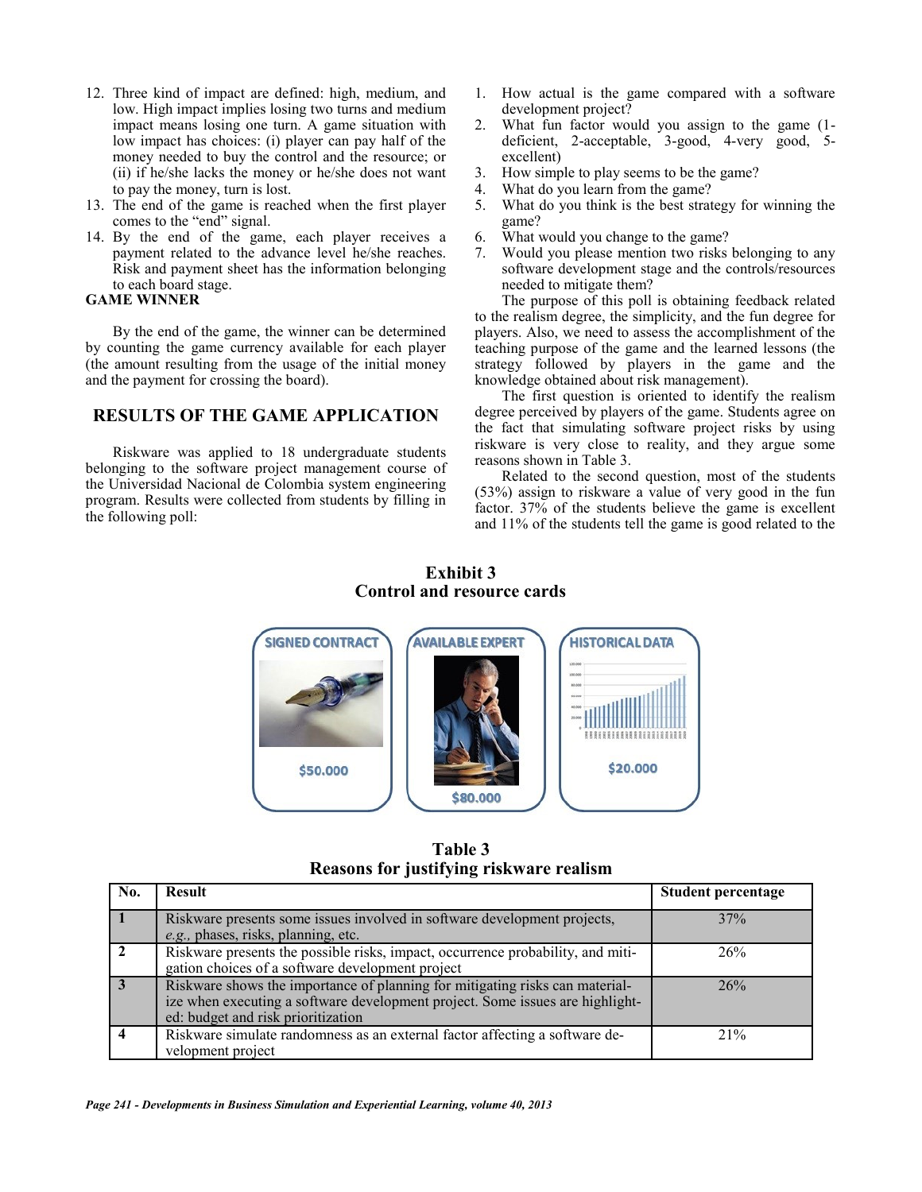12. Three kind of impact are defined: high, medium, and low. High impact implies losing two turns and medium impact means losing one turn. A game situation with low impact has choices: (i) player can pay half of the money needed to buy the control and the resource; or (ii) if he/she lacks the money or he/she does not want to pay the money, turn is lost.
13. The end of the game is reached when the first player comes to the "end" signal.
14. By the end of the game, each player receives a payment related to the advance level he/she reaches. Risk and payment sheet has the information belonging to each board stage.

**GAME WINNER**

By the end of the game, the winner can be determined by counting the game currency available for each player (the amount resulting from the usage of the initial money and the payment for crossing the board).

## RESULTS OF THE GAME APPLICATION

Riskware was applied to 18 undergraduate students belonging to the software project management course of the Universidad Nacional de Colombia system engineering program. Results were collected from students by filling in the following poll:

1. How actual is the game compared with a software development project?
2. What fun factor would you assign to the game (1-deficient, 2-acceptable, 3-good, 4-very good, 5-excellent)
3. How simple to play seems to be the game?
4. What do you learn from the game?
5. What do you think is the best strategy for winning the game?
6. What would you change to the game?
7. Would you please mention two risks belonging to any software development stage and the controls/resources needed to mitigate them?

The purpose of this poll is obtaining feedback related to the realism degree, the simplicity, and the fun degree for players. Also, we need to assess the accomplishment of the teaching purpose of the game and the learned lessons (the strategy followed by players in the game and the knowledge obtained about risk management).

The first question is oriented to identify the realism degree perceived by players of the game. Students agree on the fact that simulating software project risks by using riskware is very close to reality, and they argue some reasons shown in Table 3.

Related to the second question, most of the students (53%) assign to riskware a value of very good in the fun factor. 37% of the students believe the game is excellent and 11% of the students tell the game is good related to the

**Exhibit 3**
**Control and resource cards**

SIGNED CONTRACT $50.000 | AVAILABLE EXPERT $80.000 | HISTORICAL DATA $20.000

**Table 3**
**Reasons for justifying riskware realism**

| No. | Result | Student percentage |
|---|---|---|
| 1 | Riskware presents some issues involved in software development projects, *e.g.,* phases, risks, planning, etc. | 37% |
| 2 | Riskware presents the possible risks, impact, occurrence probability, and mitigation choices of a software development project | 26% |
| 3 | Riskware shows the importance of planning for mitigating risks can materialize when executing a software development project. Some issues are highlighted: budget and risk prioritization | 26% |
| 4 | Riskware simulate randomness as an external factor affecting a software development project | 21% |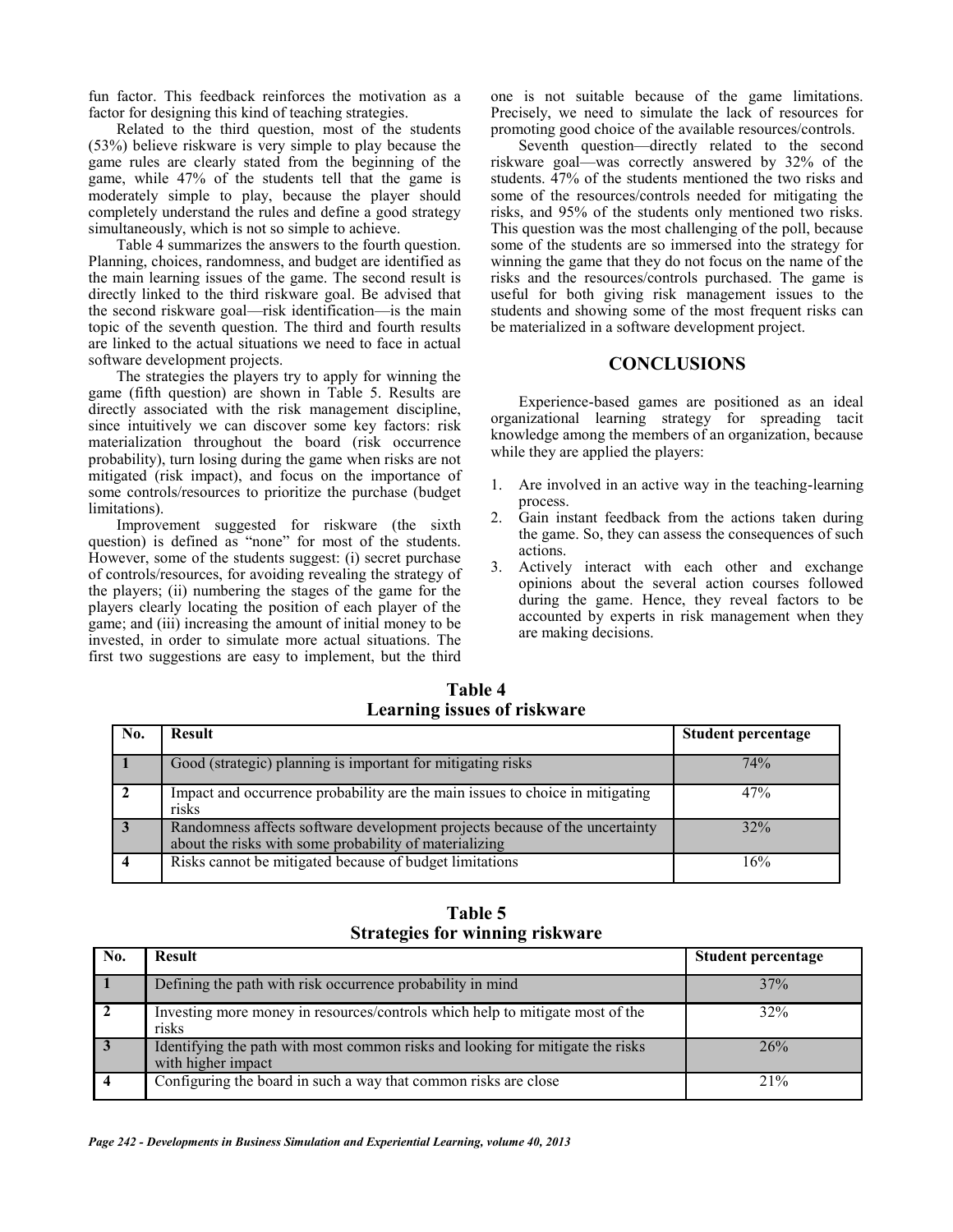fun factor. This feedback reinforces the motivation as a factor for designing this kind of teaching strategies.

Related to the third question, most of the students (53%) believe riskware is very simple to play because the game rules are clearly stated from the beginning of the game, while 47% of the students tell that the game is moderately simple to play, because the player should completely understand the rules and define a good strategy simultaneously, which is not so simple to achieve.

Table 4 summarizes the answers to the fourth question. Planning, choices, randomness, and budget are identified as the main learning issues of the game. The second result is directly linked to the third riskware goal. Be advised that the second riskware goal—risk identification—is the main topic of the seventh question. The third and fourth results are linked to the actual situations we need to face in actual software development projects.

The strategies the players try to apply for winning the game (fifth question) are shown in Table 5. Results are directly associated with the risk management discipline, since intuitively we can discover some key factors: risk materialization throughout the board (risk occurrence probability), turn losing during the game when risks are not mitigated (risk impact), and focus on the importance of some controls/resources to prioritize the purchase (budget limitations).

Improvement suggested for riskware (the sixth question) is defined as "none" for most of the students. However, some of the students suggest: (i) secret purchase of controls/resources, for avoiding revealing the strategy of the players; (ii) numbering the stages of the game for the players clearly locating the position of each player of the game; and (iii) increasing the amount of initial money to be invested, in order to simulate more actual situations. The first two suggestions are easy to implement, but the third one is not suitable because of the game limitations. Precisely, we need to simulate the lack of resources for promoting good choice of the available resources/controls.

Seventh question—directly related to the second riskware goal—was correctly answered by 32% of the students. 47% of the students mentioned the two risks and some of the resources/controls needed for mitigating the risks, and 95% of the students only mentioned two risks. This question was the most challenging of the poll, because some of the students are so immersed into the strategy for winning the game that they do not focus on the name of the risks and the resources/controls purchased. The game is useful for both giving risk management issues to the students and showing some of the most frequent risks can be materialized in a software development project.

## CONCLUSIONS

Experience-based games are positioned as an ideal organizational learning strategy for spreading tacit knowledge among the members of an organization, because while they are applied the players:

1. Are involved in an active way in the teaching-learning process.
2. Gain instant feedback from the actions taken during the game. So, they can assess the consequences of such actions.
3. Actively interact with each other and exchange opinions about the several action courses followed during the game. Hence, they reveal factors to be accounted by experts in risk management when they are making decisions.

**Table 4**
**Learning issues of riskware**

| No. | Result | Student percentage |
|---|---|---|
| 1 | Good (strategic) planning is important for mitigating risks | 74% |
| 2 | Impact and occurrence probability are the main issues to choice in mitigating risks | 47% |
| 3 | Randomness affects software development projects because of the uncertainty about the risks with some probability of materializing | 32% |
| 4 | Risks cannot be mitigated because of budget limitations | 16% |

**Table 5**
**Strategies for winning riskware**

| No. | Result | Student percentage |
|---|---|---|
| 1 | Defining the path with risk occurrence probability in mind | 37% |
| 2 | Investing more money in resources/controls which help to mitigate most of the risks | 32% |
| 3 | Identifying the path with most common risks and looking for mitigate the risks with higher impact | 26% |
| 4 | Configuring the board in such a way that common risks are close | 21% |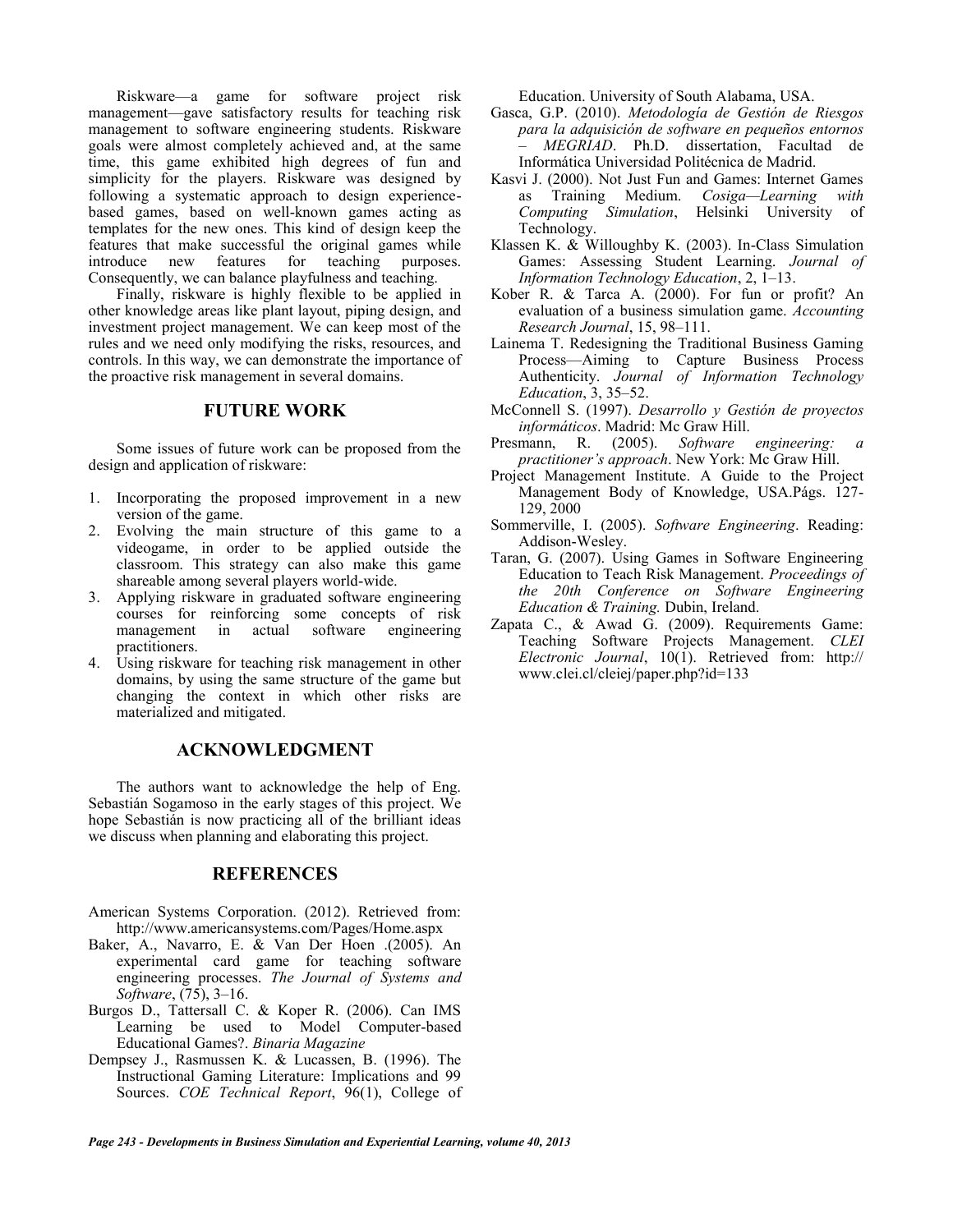Riskware—a game for software project risk management—gave satisfactory results for teaching risk management to software engineering students. Riskware goals were almost completely achieved and, at the same time, this game exhibited high degrees of fun and simplicity for the players. Riskware was designed by following a systematic approach to design experience-based games, based on well-known games acting as templates for the new ones. This kind of design keep the features that make successful the original games while introduce new features for teaching purposes. Consequently, we can balance playfulness and teaching.

Finally, riskware is highly flexible to be applied in other knowledge areas like plant layout, piping design, and investment project management. We can keep most of the rules and we need only modifying the risks, resources, and controls. In this way, we can demonstrate the importance of the proactive risk management in several domains.

## FUTURE WORK

Some issues of future work can be proposed from the design and application of riskware:

1. Incorporating the proposed improvement in a new version of the game.
2. Evolving the main structure of this game to a videogame, in order to be applied outside the classroom. This strategy can also make this game shareable among several players world-wide.
3. Applying riskware in graduated software engineering courses for reinforcing some concepts of risk management in actual software engineering practitioners.
4. Using riskware for teaching risk management in other domains, by using the same structure of the game but changing the context in which other risks are materialized and mitigated.

## ACKNOWLEDGMENT

The authors want to acknowledge the help of Eng. Sebastián Sogamoso in the early stages of this project. We hope Sebastián is now practicing all of the brilliant ideas we discuss when planning and elaborating this project.

## REFERENCES

American Systems Corporation. (2012). Retrieved from: http://www.americansystems.com/Pages/Home.aspx

Baker, A., Navarro, E. & Van Der Hoen .(2005). An experimental card game for teaching software engineering processes. *The Journal of Systems and Software*, (75), 3–16.

Burgos D., Tattersall C. & Koper R. (2006). Can IMS Learning be used to Model Computer-based Educational Games?. *Binaria Magazine*

Dempsey J., Rasmussen K. & Lucassen, B. (1996). The Instructional Gaming Literature: Implications and 99 Sources. *COE Technical Report*, 96(1), College of Education. University of South Alabama, USA.

Gasca, G.P. (2010). *Metodología de Gestión de Riesgos para la adquisición de software en pequeños entornos – MEGRIAD*. Ph.D. dissertation, Facultad de Informática Universidad Politécnica de Madrid.

Kasvi J. (2000). Not Just Fun and Games: Internet Games as Training Medium. *Cosiga—Learning with Computing Simulation*, Helsinki University of Technology.

Klassen K. & Willoughby K. (2003). In-Class Simulation Games: Assessing Student Learning. *Journal of Information Technology Education*, 2, 1–13.

Kober R. & Tarca A. (2000). For fun or profit? An evaluation of a business simulation game. *Accounting Research Journal*, 15, 98–111.

Lainema T. Redesigning the Traditional Business Gaming Process—Aiming to Capture Business Process Authenticity. *Journal of Information Technology Education*, 3, 35–52.

McConnell S. (1997). *Desarrollo y Gestión de proyectos informáticos*. Madrid: Mc Graw Hill.

Presmann, R. (2005). *Software engineering: a practitioner's approach*. New York: Mc Graw Hill.

Project Management Institute. A Guide to the Project Management Body of Knowledge, USA.Págs. 127-129, 2000

Sommerville, I. (2005). *Software Engineering*. Reading: Addison-Wesley.

Taran, G. (2007). Using Games in Software Engineering Education to Teach Risk Management. *Proceedings of the 20th Conference on Software Engineering Education & Training.* Dubin, Ireland.

Zapata C., & Awad G. (2009). Requirements Game: Teaching Software Projects Management. *CLEI Electronic Journal*, 10(1). Retrieved from: http://www.clei.cl/cleiej/paper.php?id=133